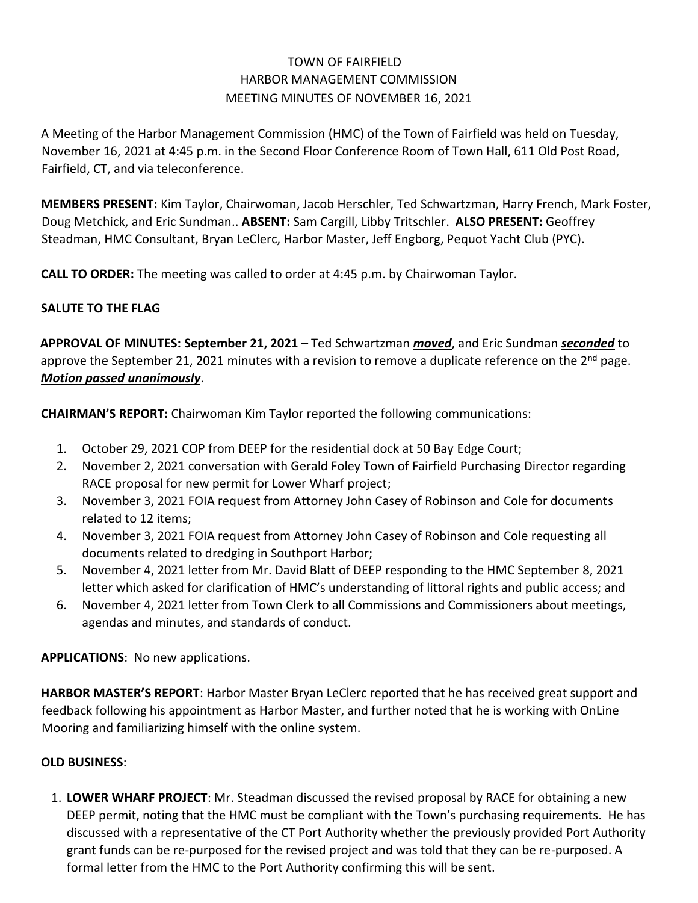# TOWN OF FAIRFIELD
## HARBOR MANAGEMENT COMMISSION
### MEETING MINUTES OF NOVEMBER 16, 2021

A Meeting of the Harbor Management Commission (HMC) of the Town of Fairfield was held on Tuesday, November 16, 2021 at 4:45 p.m. in the Second Floor Conference Room of Town Hall, 611 Old Post Road, Fairfield, CT, and via teleconference.

**MEMBERS PRESENT:** Kim Taylor, Chairwoman, Jacob Herschler, Ted Schwartzman, Harry French, Mark Foster, Doug Metchick, and Eric Sundman.. **ABSENT:** Sam Cargill, Libby Tritschler. **ALSO PRESENT:** Geoffrey Steadman, HMC Consultant, Bryan LeClerc, Harbor Master, Jeff Engborg, Pequot Yacht Club (PYC).

**CALL TO ORDER:** The meeting was called to order at 4:45 p.m. by Chairwoman Taylor.

**SALUTE TO THE FLAG**

**APPROVAL OF MINUTES: September 21, 2021 –** Ted Schwartzman ***moved***, and Eric Sundman ***seconded*** to approve the September 21, 2021 minutes with a revision to remove a duplicate reference on the 2nd page. ***Motion passed unanimously***.

**CHAIRMAN'S REPORT:** Chairwoman Kim Taylor reported the following communications:

1. October 29, 2021 COP from DEEP for the residential dock at 50 Bay Edge Court;
2. November 2, 2021 conversation with Gerald Foley Town of Fairfield Purchasing Director regarding RACE proposal for new permit for Lower Wharf project;
3. November 3, 2021 FOIA request from Attorney John Casey of Robinson and Cole for documents related to 12 items;
4. November 3, 2021 FOIA request from Attorney John Casey of Robinson and Cole requesting all documents related to dredging in Southport Harbor;
5. November 4, 2021 letter from Mr. David Blatt of DEEP responding to the HMC September 8, 2021 letter which asked for clarification of HMC's understanding of littoral rights and public access; and
6. November 4, 2021 letter from Town Clerk to all Commissions and Commissioners about meetings, agendas and minutes, and standards of conduct.

**APPLICATIONS**: No new applications.

**HARBOR MASTER'S REPORT**: Harbor Master Bryan LeClerc reported that he has received great support and feedback following his appointment as Harbor Master, and further noted that he is working with OnLine Mooring and familiarizing himself with the online system.

**OLD BUSINESS**:

1. **LOWER WHARF PROJECT**: Mr. Steadman discussed the revised proposal by RACE for obtaining a new DEEP permit, noting that the HMC must be compliant with the Town's purchasing requirements. He has discussed with a representative of the CT Port Authority whether the previously provided Port Authority grant funds can be re-purposed for the revised project and was told that they can be re-purposed. A formal letter from the HMC to the Port Authority confirming this will be sent.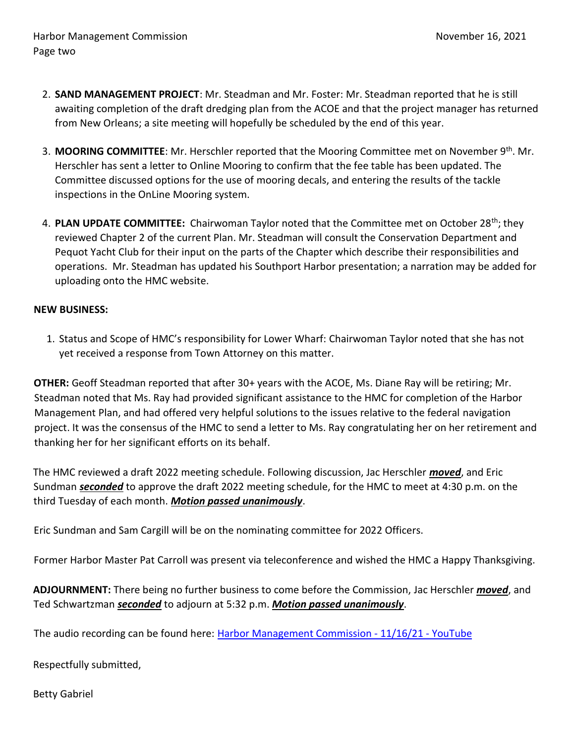2. **SAND MANAGEMENT PROJECT**: Mr. Steadman and Mr. Foster: Mr. Steadman reported that he is still awaiting completion of the draft dredging plan from the ACOE and that the project manager has returned from New Orleans; a site meeting will hopefully be scheduled by the end of this year.

3. **MOORING COMMITTEE**: Mr. Herschler reported that the Mooring Committee met on November 9th. Mr. Herschler has sent a letter to Online Mooring to confirm that the fee table has been updated. The Committee discussed options for the use of mooring decals, and entering the results of the tackle inspections in the OnLine Mooring system.

4. **PLAN UPDATE COMMITTEE:** Chairwoman Taylor noted that the Committee met on October 28th; they reviewed Chapter 2 of the current Plan. Mr. Steadman will consult the Conservation Department and Pequot Yacht Club for their input on the parts of the Chapter which describe their responsibilities and operations. Mr. Steadman has updated his Southport Harbor presentation; a narration may be added for uploading onto the HMC website.

**NEW BUSINESS:**

1. Status and Scope of HMC's responsibility for Lower Wharf: Chairwoman Taylor noted that she has not yet received a response from Town Attorney on this matter.

**OTHER:** Geoff Steadman reported that after 30+ years with the ACOE, Ms. Diane Ray will be retiring; Mr. Steadman noted that Ms. Ray had provided significant assistance to the HMC for completion of the Harbor Management Plan, and had offered very helpful solutions to the issues relative to the federal navigation project. It was the consensus of the HMC to send a letter to Ms. Ray congratulating her on her retirement and thanking her for her significant efforts on its behalf.

The HMC reviewed a draft 2022 meeting schedule. Following discussion, Jac Herschler ***moved***, and Eric Sundman ***seconded*** to approve the draft 2022 meeting schedule, for the HMC to meet at 4:30 p.m. on the third Tuesday of each month. ***Motion passed unanimously***.

Eric Sundman and Sam Cargill will be on the nominating committee for 2022 Officers.

Former Harbor Master Pat Carroll was present via teleconference and wished the HMC a Happy Thanksgiving.

**ADJOURNMENT:** There being no further business to come before the Commission, Jac Herschler ***moved***, and Ted Schwartzman ***seconded*** to adjourn at 5:32 p.m. ***Motion passed unanimously***.

The audio recording can be found here: [Harbor Management Commission - 11/16/21 - YouTube]

Respectfully submitted,

Betty Gabriel